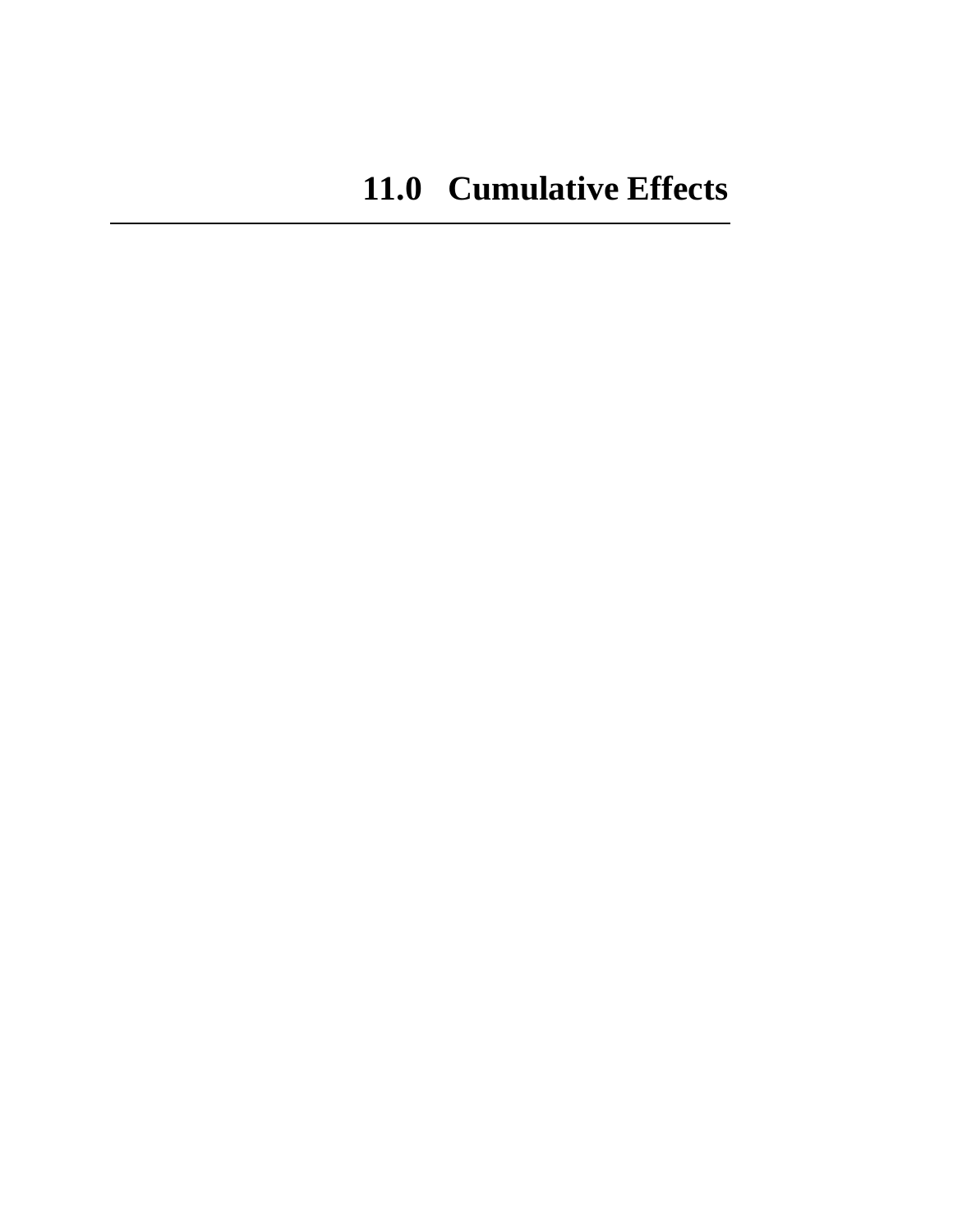# 11.0 Cumulative Effects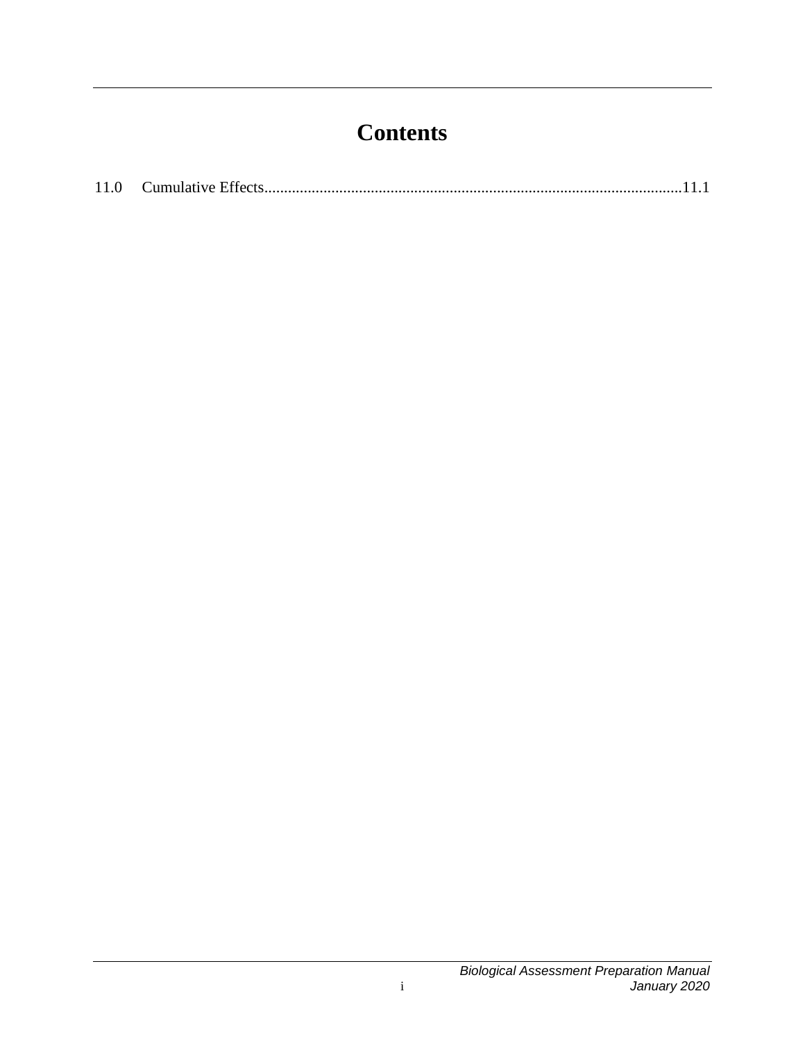# Contents

11.0 Cumulative Effects.........................................................................................................11.1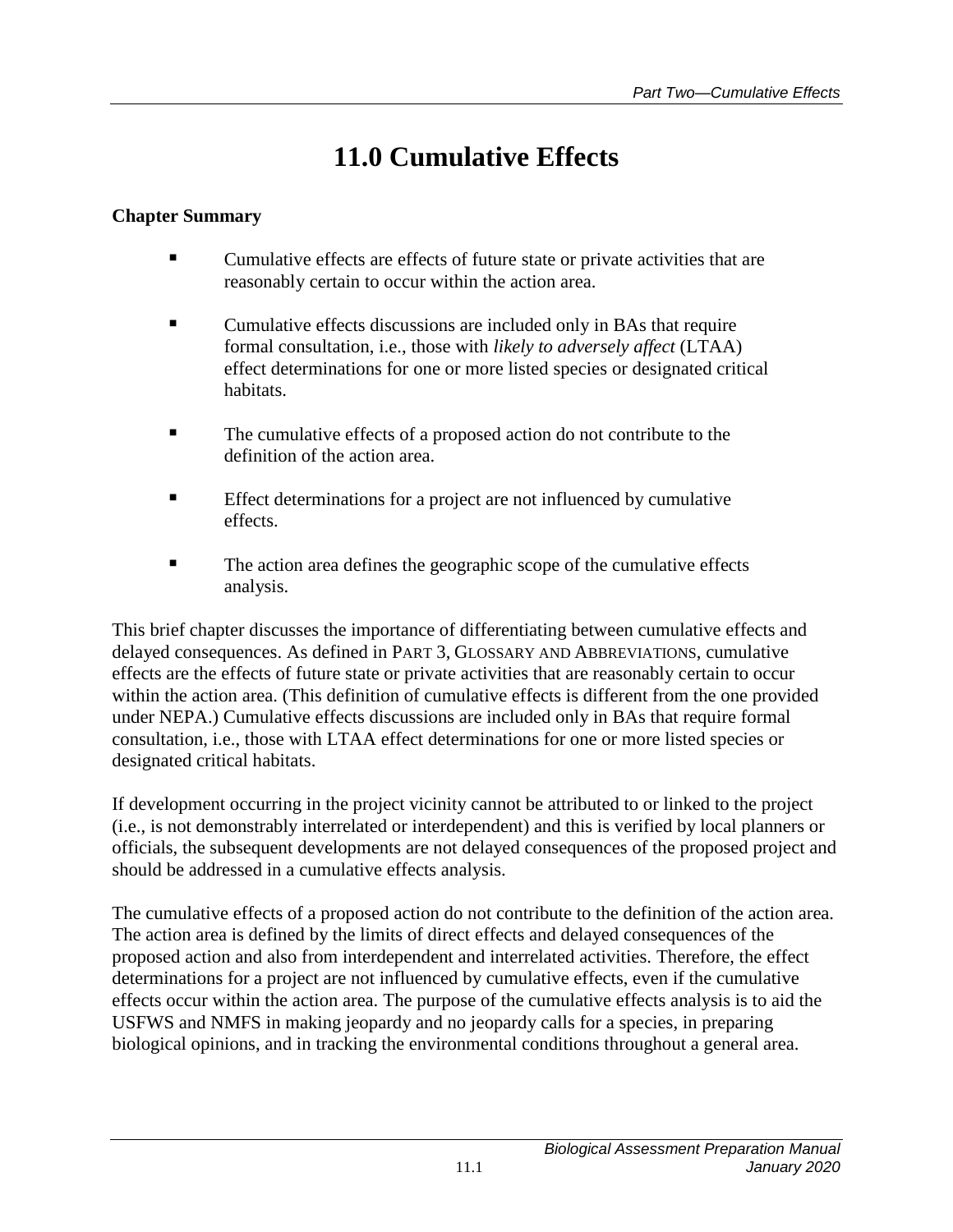# 11.0 Cumulative Effects

**Chapter Summary**

- Cumulative effects are effects of future state or private activities that are reasonably certain to occur within the action area.
- Cumulative effects discussions are included only in BAs that require formal consultation, i.e., those with *likely to adversely affect* (LTAA) effect determinations for one or more listed species or designated critical habitats.
- The cumulative effects of a proposed action do not contribute to the definition of the action area.
- Effect determinations for a project are not influenced by cumulative effects.
- The action area defines the geographic scope of the cumulative effects analysis.

This brief chapter discusses the importance of differentiating between cumulative effects and delayed consequences. As defined in PART 3, GLOSSARY AND ABBREVIATIONS, cumulative effects are the effects of future state or private activities that are reasonably certain to occur within the action area. (This definition of cumulative effects is different from the one provided under NEPA.) Cumulative effects discussions are included only in BAs that require formal consultation, i.e., those with LTAA effect determinations for one or more listed species or designated critical habitats.

If development occurring in the project vicinity cannot be attributed to or linked to the project (i.e., is not demonstrably interrelated or interdependent) and this is verified by local planners or officials, the subsequent developments are not delayed consequences of the proposed project and should be addressed in a cumulative effects analysis.

The cumulative effects of a proposed action do not contribute to the definition of the action area. The action area is defined by the limits of direct effects and delayed consequences of the proposed action and also from interdependent and interrelated activities. Therefore, the effect determinations for a project are not influenced by cumulative effects, even if the cumulative effects occur within the action area. The purpose of the cumulative effects analysis is to aid the USFWS and NMFS in making jeopardy and no jeopardy calls for a species, in preparing biological opinions, and in tracking the environmental conditions throughout a general area.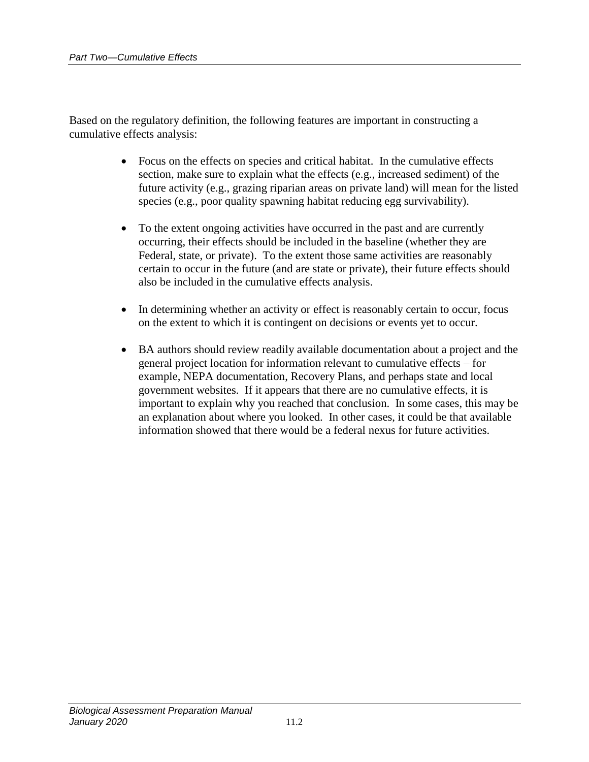Based on the regulatory definition, the following features are important in constructing a cumulative effects analysis:

- Focus on the effects on species and critical habitat. In the cumulative effects section, make sure to explain what the effects (e.g., increased sediment) of the future activity (e.g., grazing riparian areas on private land) will mean for the listed species (e.g., poor quality spawning habitat reducing egg survivability).

- To the extent ongoing activities have occurred in the past and are currently occurring, their effects should be included in the baseline (whether they are Federal, state, or private). To the extent those same activities are reasonably certain to occur in the future (and are state or private), their future effects should also be included in the cumulative effects analysis.

- In determining whether an activity or effect is reasonably certain to occur, focus on the extent to which it is contingent on decisions or events yet to occur.

- BA authors should review readily available documentation about a project and the general project location for information relevant to cumulative effects – for example, NEPA documentation, Recovery Plans, and perhaps state and local government websites. If it appears that there are no cumulative effects, it is important to explain why you reached that conclusion. In some cases, this may be an explanation about where you looked. In other cases, it could be that available information showed that there would be a federal nexus for future activities.